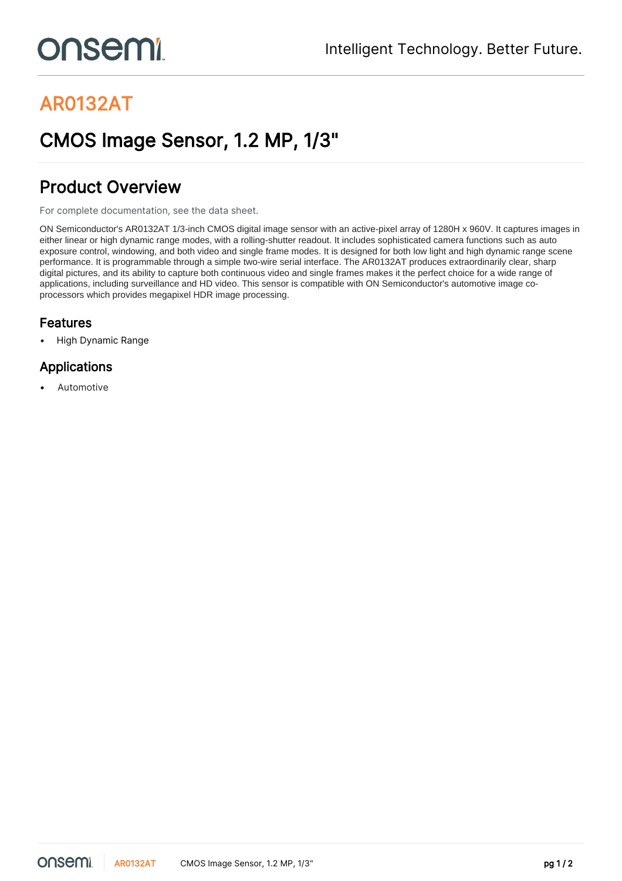# AR0132AT

## CMOS Image Sensor, 1.2 MP, 1/3"

## Product Overview

For complete documentation, see the data sheet.

ON Semiconductor's AR0132AT 1/3-inch CMOS digital image sensor with an active-pixel array of 1280H x 960V. It captures images in either linear or high dynamic range modes, with a rolling-shutter readout. It includes sophisticated camera functions such as auto exposure control, windowing, and both video and single frame modes. It is designed for both low light and high dynamic range scene performance. It is programmable through a simple two-wire serial interface. The AR0132AT produces extraordinarily clear, sharp digital pictures, and its ability to capture both continuous video and single frames makes it the perfect choice for a wide range of applications, including surveillance and HD video. This sensor is compatible with ON Semiconductor's automotive image co-processors which provides megapixel HDR image processing.

### Features

- High Dynamic Range

### Applications

- Automotive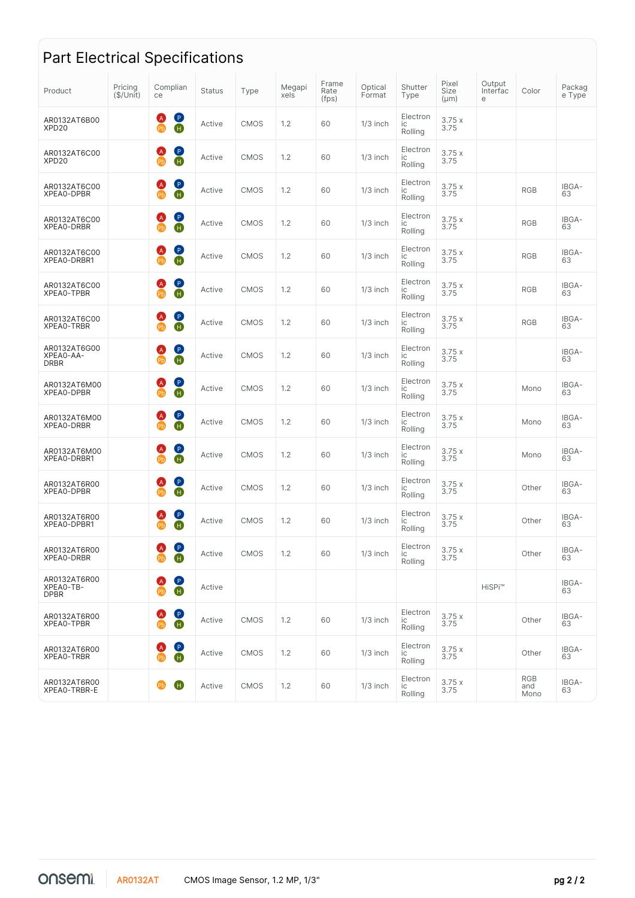# Part Electrical Specifications

| Product | Pricing ($/Unit) | Compliance | Status | Type | Megapixels | Frame Rate (fps) | Optical Format | Shutter Type | Pixel Size (µm) | Output Interface | Color | Package Type |
|---|---|---|---|---|---|---|---|---|---|---|---|---|
| AR0132AT6B00XPD20 | | A P Pb H | Active | CMOS | 1.2 | 60 | 1/3 inch | Electronic Rolling | 3.75 x 3.75 | | | |
| AR0132AT6C00XPD20 | | A P Pb H | Active | CMOS | 1.2 | 60 | 1/3 inch | Electronic Rolling | 3.75 x 3.75 | | | |
| AR0132AT6C00XPEA0-DPBR | | A P Pb H | Active | CMOS | 1.2 | 60 | 1/3 inch | Electronic Rolling | 3.75 x 3.75 | | RGB | IBGA-63 |
| AR0132AT6C00XPEA0-DRBR | | A P Pb H | Active | CMOS | 1.2 | 60 | 1/3 inch | Electronic Rolling | 3.75 x 3.75 | | RGB | IBGA-63 |
| AR0132AT6C00XPEA0-DRBR1 | | A P Pb H | Active | CMOS | 1.2 | 60 | 1/3 inch | Electronic Rolling | 3.75 x 3.75 | | RGB | IBGA-63 |
| AR0132AT6C00XPEA0-TPBR | | A P Pb H | Active | CMOS | 1.2 | 60 | 1/3 inch | Electronic Rolling | 3.75 x 3.75 | | RGB | IBGA-63 |
| AR0132AT6C00XPEA0-TRBR | | A P Pb H | Active | CMOS | 1.2 | 60 | 1/3 inch | Electronic Rolling | 3.75 x 3.75 | | RGB | IBGA-63 |
| AR0132AT6G00XPEA0-AA-DRBR | | A P Pb H | Active | CMOS | 1.2 | 60 | 1/3 inch | Electronic Rolling | 3.75 x 3.75 | | | IBGA-63 |
| AR0132AT6M00XPEA0-DPBR | | A P Pb H | Active | CMOS | 1.2 | 60 | 1/3 inch | Electronic Rolling | 3.75 x 3.75 | | Mono | IBGA-63 |
| AR0132AT6M00XPEA0-DRBR | | A P Pb H | Active | CMOS | 1.2 | 60 | 1/3 inch | Electronic Rolling | 3.75 x 3.75 | | Mono | IBGA-63 |
| AR0132AT6M00XPEA0-DRBR1 | | A P Pb H | Active | CMOS | 1.2 | 60 | 1/3 inch | Electronic Rolling | 3.75 x 3.75 | | Mono | IBGA-63 |
| AR0132AT6R00XPEA0-DPBR | | A P Pb H | Active | CMOS | 1.2 | 60 | 1/3 inch | Electronic Rolling | 3.75 x 3.75 | | Other | IBGA-63 |
| AR0132AT6R00XPEA0-DPBR1 | | A P Pb H | Active | CMOS | 1.2 | 60 | 1/3 inch | Electronic Rolling | 3.75 x 3.75 | | Other | IBGA-63 |
| AR0132AT6R00XPEA0-DRBR | | A P Pb H | Active | CMOS | 1.2 | 60 | 1/3 inch | Electronic Rolling | 3.75 x 3.75 | | Other | IBGA-63 |
| AR0132AT6R00XPEA0-TB-DPBR | | A P Pb H | Active | | | | | | | HiSPi™ | | IBGA-63 |
| AR0132AT6R00XPEA0-TPBR | | A P Pb H | Active | CMOS | 1.2 | 60 | 1/3 inch | Electronic Rolling | 3.75 x 3.75 | | Other | IBGA-63 |
| AR0132AT6R00XPEA0-TRBR | | A P Pb H | Active | CMOS | 1.2 | 60 | 1/3 inch | Electronic Rolling | 3.75 x 3.75 | | Other | IBGA-63 |
| AR0132AT6R00XPEA0-TRBR-E | | Pb H | Active | CMOS | 1.2 | 60 | 1/3 inch | Electronic Rolling | 3.75 x 3.75 | | RGB and Mono | IBGA-63 |